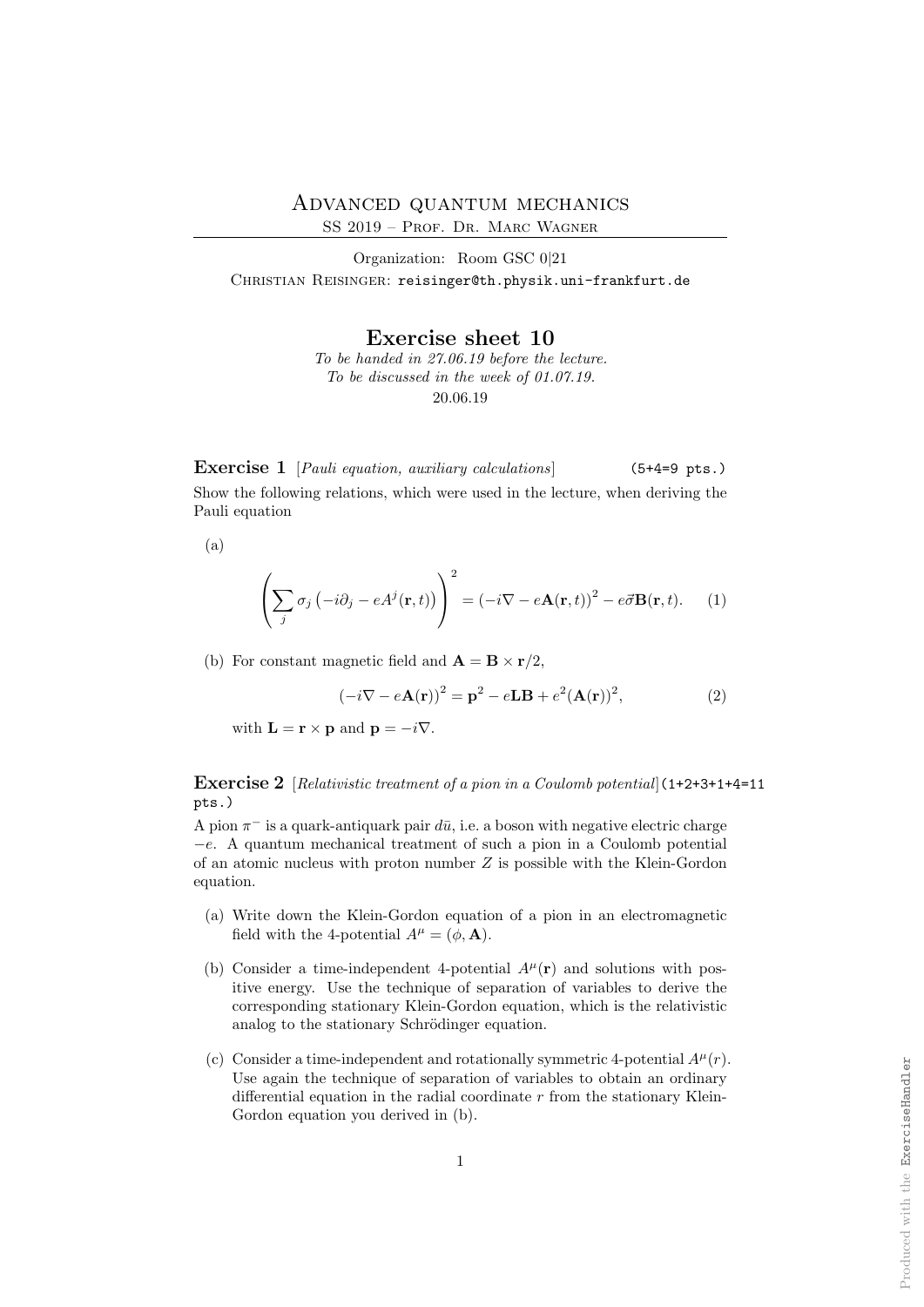# Advanced quantum mechanics

SS 2019 – Prof. Dr. Marc Wagner

Organization: Room GSC 0|21

Christian Reisinger: reisinger@th.physik.uni-frankfurt.de

## Exercise sheet 10

*To be handed in 27.06.19 before the lecture.*
*To be discussed in the week of 01.07.19.*
20.06.19

**Exercise 1** [*Pauli equation, auxiliary calculations*] (5+4=9 pts.)

Show the following relations, which were used in the lecture, when deriving the Pauli equation

(a)

$$\left(\sum_j \sigma_j \left(-i\partial_j - eA^j(\mathbf{r},t)\right)\right)^2 = \left(-i\nabla - e\mathbf{A}(\mathbf{r},t)\right)^2 - e\vec{\sigma}\mathbf{B}(\mathbf{r},t). \qquad (1)$$

(b) For constant magnetic field and $\mathbf{A} = \mathbf{B} \times \mathbf{r}/2$,

$$\left(-i\nabla - e\mathbf{A}(\mathbf{r})\right)^2 = \mathbf{p}^2 - e\mathbf{L}\mathbf{B} + e^2(\mathbf{A}(\mathbf{r}))^2, \qquad (2)$$

with $\mathbf{L} = \mathbf{r} \times \mathbf{p}$ and $\mathbf{p} = -i\nabla$.

**Exercise 2** [*Relativistic treatment of a pion in a Coulomb potential*] (1+2+3+1+4=11 pts.)

A pion $\pi^-$ is a quark-antiquark pair $d\bar{u}$, i.e. a boson with negative electric charge $-e$. A quantum mechanical treatment of such a pion in a Coulomb potential of an atomic nucleus with proton number $Z$ is possible with the Klein-Gordon equation.

(a) Write down the Klein-Gordon equation of a pion in an electromagnetic field with the 4-potential $A^\mu = (\phi, \mathbf{A})$.

(b) Consider a time-independent 4-potential $A^\mu(\mathbf{r})$ and solutions with positive energy. Use the technique of separation of variables to derive the corresponding stationary Klein-Gordon equation, which is the relativistic analog to the stationary Schrödinger equation.

(c) Consider a time-independent and rotationally symmetric 4-potential $A^\mu(r)$. Use again the technique of separation of variables to obtain an ordinary differential equation in the radial coordinate $r$ from the stationary Klein-Gordon equation you derived in (b).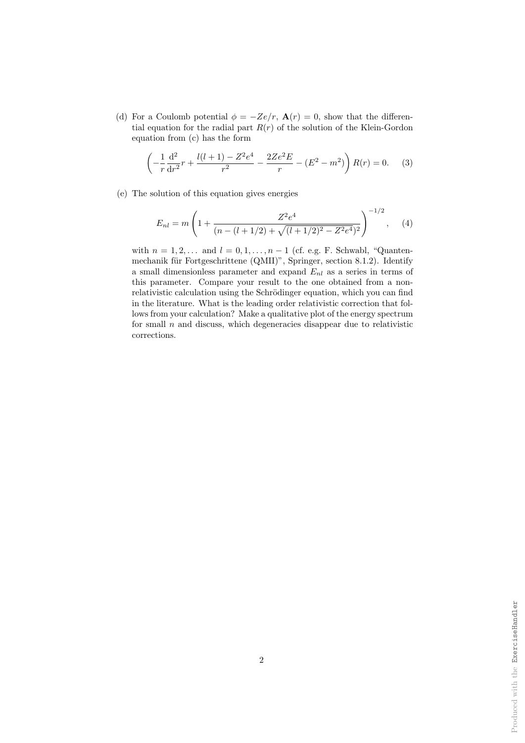(d) For a Coulomb potential $\phi = -Ze/r$, $\mathbf{A}(r) = 0$, show that the differential equation for the radial part $R(r)$ of the solution of the Klein-Gordon equation from (c) has the form

$$\left( -\frac{1}{r}\frac{\mathrm{d}^2}{\mathrm{d}r^2} r + \frac{l(l+1) - Z^2 e^4}{r^2} - \frac{2Ze^2 E}{r} - (E^2 - m^2) \right) R(r) = 0. \tag{3}$$

(e) The solution of this equation gives energies

$$E_{nl} = m \left( 1 + \frac{Z^2 e^4}{(n - (l + 1/2) + \sqrt{(l + 1/2)^2 - Z^2 e^4})^2} \right)^{-1/2}, \tag{4}$$

with $n = 1, 2, \ldots$ and $l = 0, 1, \ldots, n-1$ (cf. e.g. F. Schwabl, "Quantenmechanik für Fortgeschrittene (QMII)", Springer, section 8.1.2). Identify a small dimensionless parameter and expand $E_{nl}$ as a series in terms of this parameter. Compare your result to the one obtained from a nonrelativistic calculation using the Schrödinger equation, which you can find in the literature. What is the leading order relativistic correction that follows from your calculation? Make a qualitative plot of the energy spectrum for small $n$ and discuss, which degeneracies disappear due to relativistic corrections.